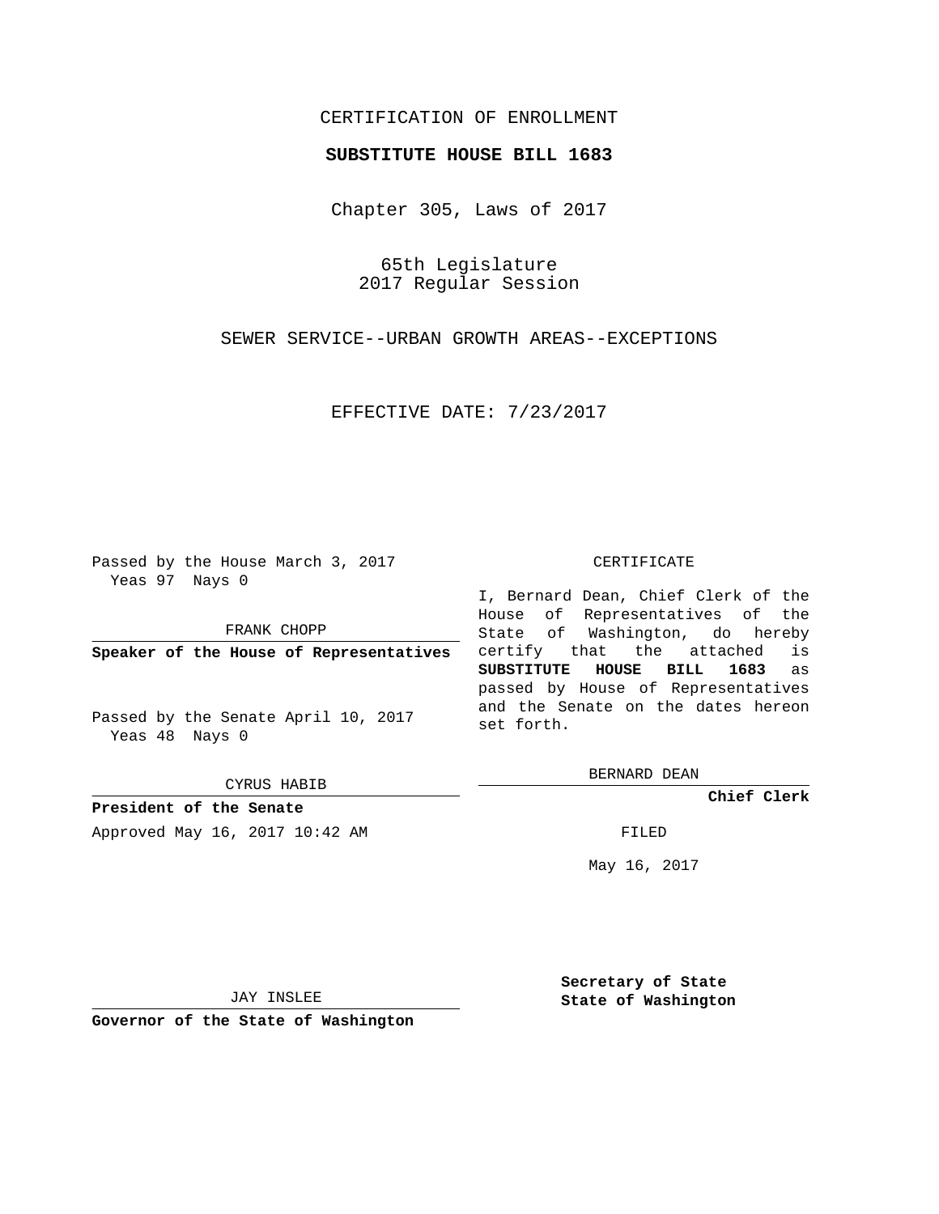CERTIFICATION OF ENROLLMENT

**SUBSTITUTE HOUSE BILL 1683**

Chapter 305, Laws of 2017

65th Legislature
2017 Regular Session

SEWER SERVICE--URBAN GROWTH AREAS--EXCEPTIONS

EFFECTIVE DATE: 7/23/2017

Passed by the House March 3, 2017
Yeas 97 Nays 0

FRANK CHOPP

**Speaker of the House of Representatives**

Passed by the Senate April 10, 2017
Yeas 48 Nays 0

CYRUS HABIB

**President of the Senate**

CERTIFICATE

I, Bernard Dean, Chief Clerk of the House of Representatives of the State of Washington, do hereby certify that the attached is **SUBSTITUTE HOUSE BILL 1683** as passed by House of Representatives and the Senate on the dates hereon set forth.

BERNARD DEAN

**Chief Clerk**

Approved May 16, 2017 10:42 AM

FILED

May 16, 2017

JAY INSLEE

**Governor of the State of Washington**

**Secretary of State**
**State of Washington**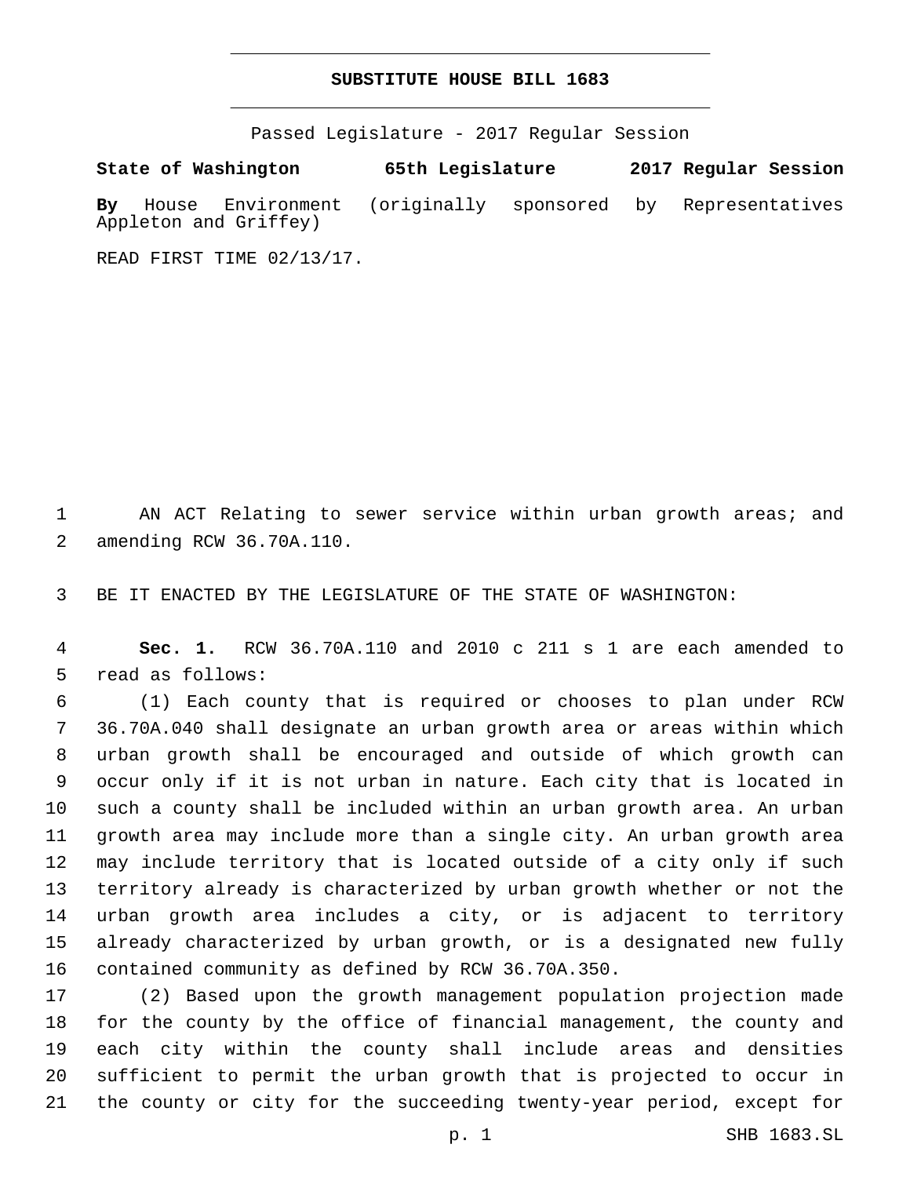# SUBSTITUTE HOUSE BILL 1683

Passed Legislature - 2017 Regular Session

**State of Washington 65th Legislature 2017 Regular Session**

**By** House Environment (originally sponsored by Representatives Appleton and Griffey)

READ FIRST TIME 02/13/17.

AN ACT Relating to sewer service within urban growth areas; and amending RCW 36.70A.110.

BE IT ENACTED BY THE LEGISLATURE OF THE STATE OF WASHINGTON:

**Sec. 1.** RCW 36.70A.110 and 2010 c 211 s 1 are each amended to read as follows:

(1) Each county that is required or chooses to plan under RCW 36.70A.040 shall designate an urban growth area or areas within which urban growth shall be encouraged and outside of which growth can occur only if it is not urban in nature. Each city that is located in such a county shall be included within an urban growth area. An urban growth area may include more than a single city. An urban growth area may include territory that is located outside of a city only if such territory already is characterized by urban growth whether or not the urban growth area includes a city, or is adjacent to territory already characterized by urban growth, or is a designated new fully contained community as defined by RCW 36.70A.350.

(2) Based upon the growth management population projection made for the county by the office of financial management, the county and each city within the county shall include areas and densities sufficient to permit the urban growth that is projected to occur in the county or city for the succeeding twenty-year period, except for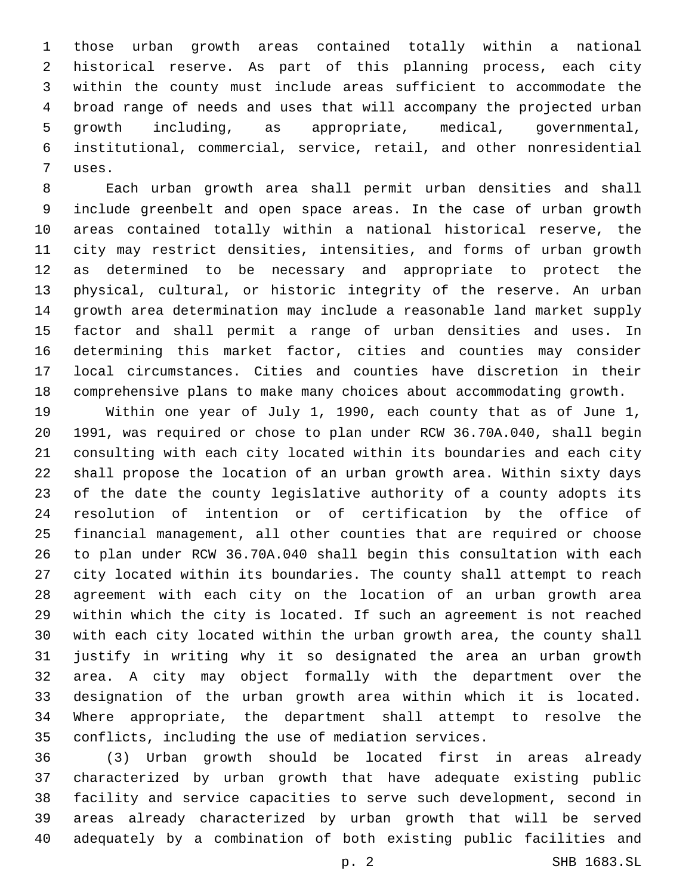those urban growth areas contained totally within a national historical reserve. As part of this planning process, each city within the county must include areas sufficient to accommodate the broad range of needs and uses that will accompany the projected urban growth including, as appropriate, medical, governmental, institutional, commercial, service, retail, and other nonresidential uses.

Each urban growth area shall permit urban densities and shall include greenbelt and open space areas. In the case of urban growth areas contained totally within a national historical reserve, the city may restrict densities, intensities, and forms of urban growth as determined to be necessary and appropriate to protect the physical, cultural, or historic integrity of the reserve. An urban growth area determination may include a reasonable land market supply factor and shall permit a range of urban densities and uses. In determining this market factor, cities and counties may consider local circumstances. Cities and counties have discretion in their comprehensive plans to make many choices about accommodating growth.

Within one year of July 1, 1990, each county that as of June 1, 1991, was required or chose to plan under RCW 36.70A.040, shall begin consulting with each city located within its boundaries and each city shall propose the location of an urban growth area. Within sixty days of the date the county legislative authority of a county adopts its resolution of intention or of certification by the office of financial management, all other counties that are required or choose to plan under RCW 36.70A.040 shall begin this consultation with each city located within its boundaries. The county shall attempt to reach agreement with each city on the location of an urban growth area within which the city is located. If such an agreement is not reached with each city located within the urban growth area, the county shall justify in writing why it so designated the area an urban growth area. A city may object formally with the department over the designation of the urban growth area within which it is located. Where appropriate, the department shall attempt to resolve the conflicts, including the use of mediation services.

(3) Urban growth should be located first in areas already characterized by urban growth that have adequate existing public facility and service capacities to serve such development, second in areas already characterized by urban growth that will be served adequately by a combination of both existing public facilities and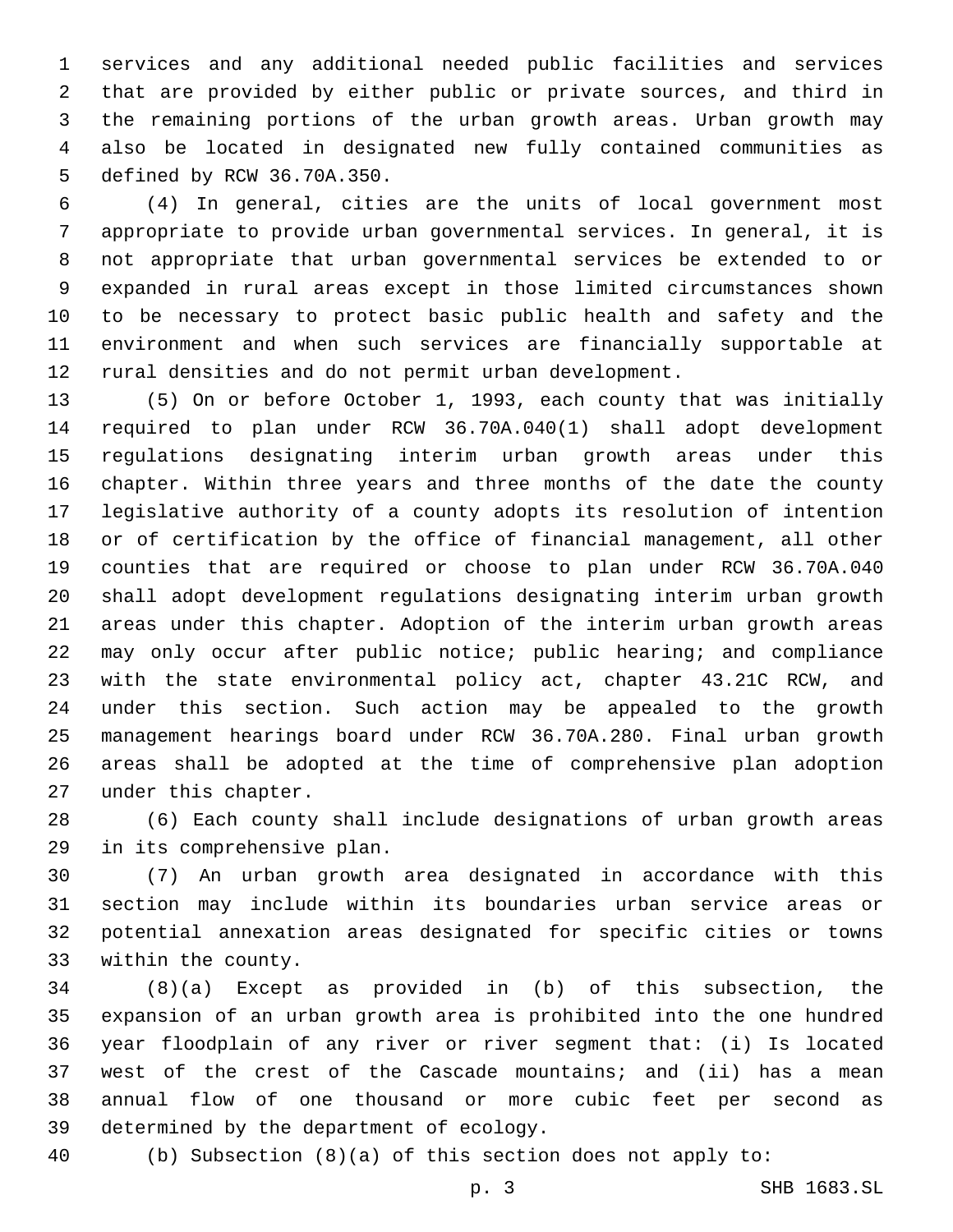services and any additional needed public facilities and services that are provided by either public or private sources, and third in the remaining portions of the urban growth areas. Urban growth may also be located in designated new fully contained communities as defined by RCW 36.70A.350.

(4) In general, cities are the units of local government most appropriate to provide urban governmental services. In general, it is not appropriate that urban governmental services be extended to or expanded in rural areas except in those limited circumstances shown to be necessary to protect basic public health and safety and the environment and when such services are financially supportable at rural densities and do not permit urban development.

(5) On or before October 1, 1993, each county that was initially required to plan under RCW 36.70A.040(1) shall adopt development regulations designating interim urban growth areas under this chapter. Within three years and three months of the date the county legislative authority of a county adopts its resolution of intention or of certification by the office of financial management, all other counties that are required or choose to plan under RCW 36.70A.040 shall adopt development regulations designating interim urban growth areas under this chapter. Adoption of the interim urban growth areas may only occur after public notice; public hearing; and compliance with the state environmental policy act, chapter 43.21C RCW, and under this section. Such action may be appealed to the growth management hearings board under RCW 36.70A.280. Final urban growth areas shall be adopted at the time of comprehensive plan adoption under this chapter.

(6) Each county shall include designations of urban growth areas in its comprehensive plan.

(7) An urban growth area designated in accordance with this section may include within its boundaries urban service areas or potential annexation areas designated for specific cities or towns within the county.

(8)(a) Except as provided in (b) of this subsection, the expansion of an urban growth area is prohibited into the one hundred year floodplain of any river or river segment that: (i) Is located west of the crest of the Cascade mountains; and (ii) has a mean annual flow of one thousand or more cubic feet per second as determined by the department of ecology.

(b) Subsection (8)(a) of this section does not apply to: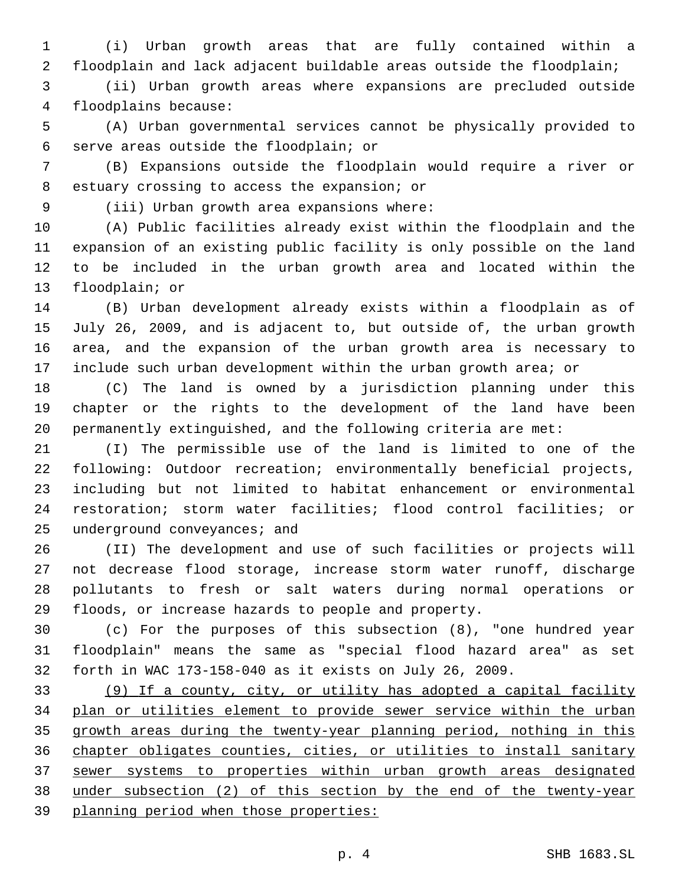(i) Urban growth areas that are fully contained within a floodplain and lack adjacent buildable areas outside the floodplain;

(ii) Urban growth areas where expansions are precluded outside floodplains because:

(A) Urban governmental services cannot be physically provided to serve areas outside the floodplain; or

(B) Expansions outside the floodplain would require a river or estuary crossing to access the expansion; or

(iii) Urban growth area expansions where:

(A) Public facilities already exist within the floodplain and the expansion of an existing public facility is only possible on the land to be included in the urban growth area and located within the floodplain; or

(B) Urban development already exists within a floodplain as of July 26, 2009, and is adjacent to, but outside of, the urban growth area, and the expansion of the urban growth area is necessary to include such urban development within the urban growth area; or

(C) The land is owned by a jurisdiction planning under this chapter or the rights to the development of the land have been permanently extinguished, and the following criteria are met:

(I) The permissible use of the land is limited to one of the following: Outdoor recreation; environmentally beneficial projects, including but not limited to habitat enhancement or environmental restoration; storm water facilities; flood control facilities; or underground conveyances; and

(II) The development and use of such facilities or projects will not decrease flood storage, increase storm water runoff, discharge pollutants to fresh or salt waters during normal operations or floods, or increase hazards to people and property.

(c) For the purposes of this subsection (8), "one hundred year floodplain" means the same as "special flood hazard area" as set forth in WAC 173-158-040 as it exists on July 26, 2009.

<u>(9) If a county, city, or utility has adopted a capital facility plan or utilities element to provide sewer service within the urban growth areas during the twenty-year planning period, nothing in this chapter obligates counties, cities, or utilities to install sanitary sewer systems to properties within urban growth areas designated under subsection (2) of this section by the end of the twenty-year planning period when those properties:</u>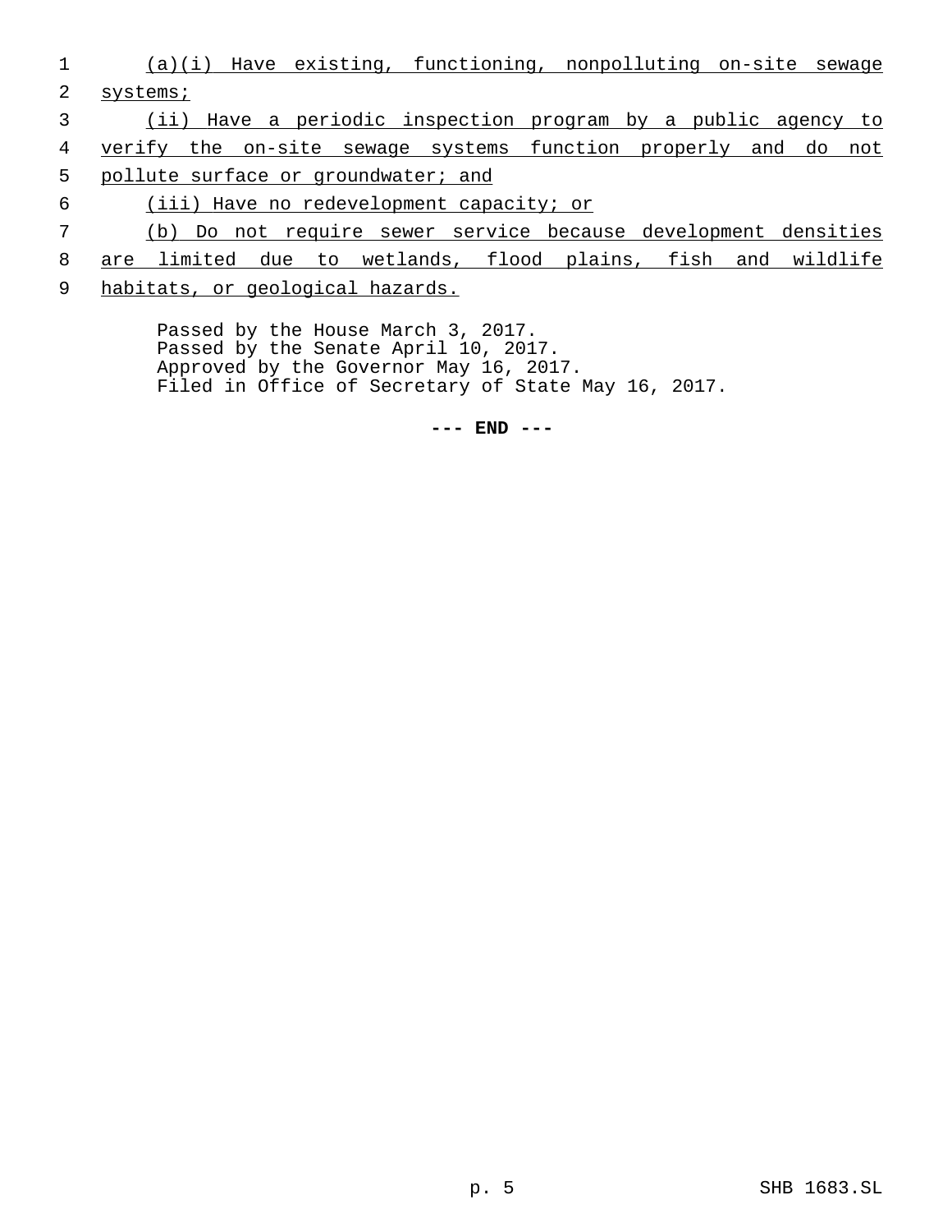(a)(i) Have existing, functioning, nonpolluting on-site sewage systems;

(ii) Have a periodic inspection program by a public agency to verify the on-site sewage systems function properly and do not pollute surface or groundwater; and

(iii) Have no redevelopment capacity; or

(b) Do not require sewer service because development densities are limited due to wetlands, flood plains, fish and wildlife habitats, or geological hazards.

Passed by the House March 3, 2017.
Passed by the Senate April 10, 2017.
Approved by the Governor May 16, 2017.
Filed in Office of Secretary of State May 16, 2017.

**--- END ---**